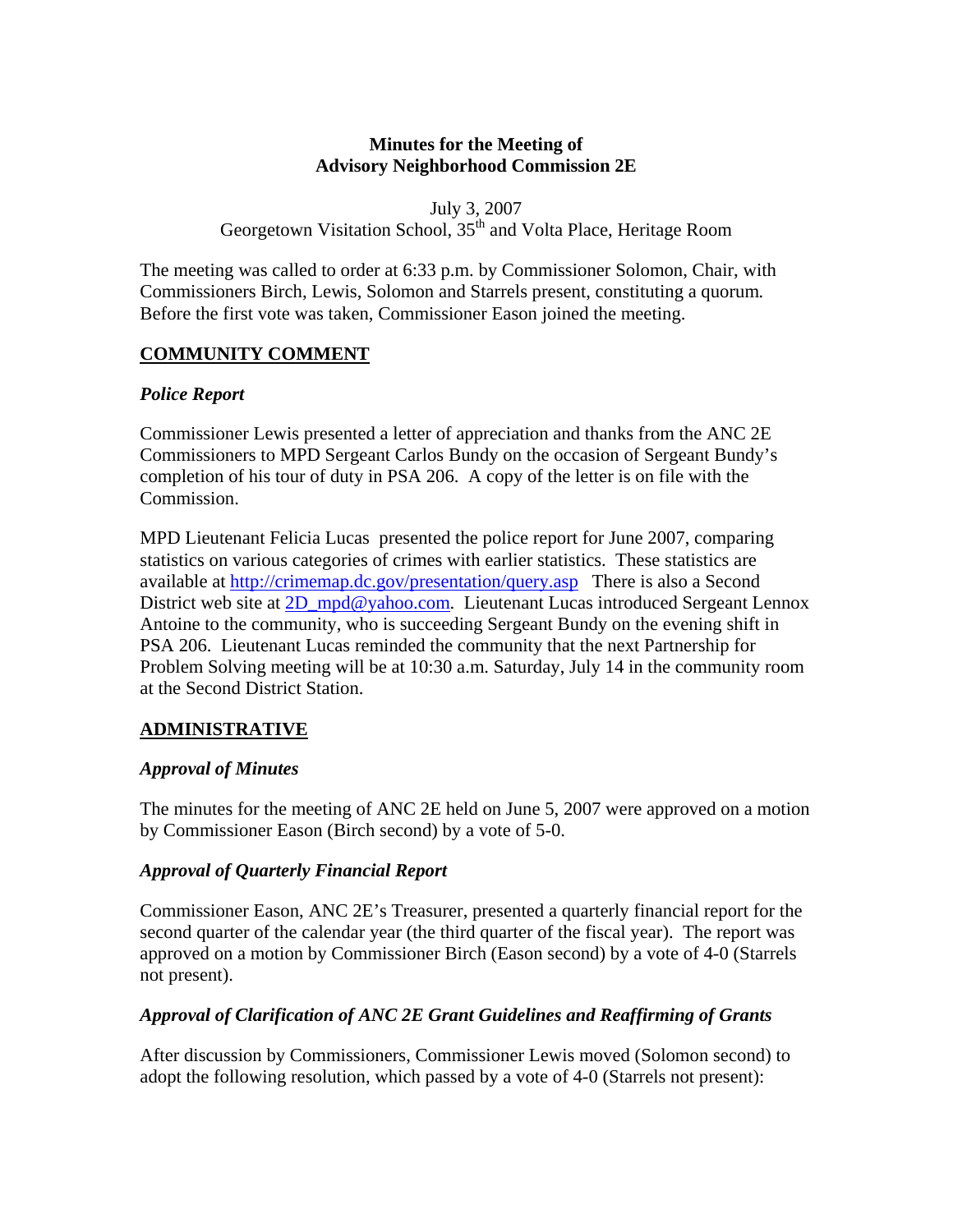**Minutes for the Meeting of**
**Advisory Neighborhood Commission 2E**

July 3, 2007
Georgetown Visitation School, 35th and Volta Place, Heritage Room

The meeting was called to order at 6:33 p.m. by Commissioner Solomon, Chair, with Commissioners Birch, Lewis, Solomon and Starrels present, constituting a quorum. Before the first vote was taken, Commissioner Eason joined the meeting.

## COMMUNITY COMMENT

### *Police Report*

Commissioner Lewis presented a letter of appreciation and thanks from the ANC 2E Commissioners to MPD Sergeant Carlos Bundy on the occasion of Sergeant Bundy's completion of his tour of duty in PSA 206. A copy of the letter is on file with the Commission.

MPD Lieutenant Felicia Lucas presented the police report for June 2007, comparing statistics on various categories of crimes with earlier statistics. These statistics are available at http://crimemap.dc.gov/presentation/query.asp There is also a Second District web site at 2D_mpd@yahoo.com. Lieutenant Lucas introduced Sergeant Lennox Antoine to the community, who is succeeding Sergeant Bundy on the evening shift in PSA 206. Lieutenant Lucas reminded the community that the next Partnership for Problem Solving meeting will be at 10:30 a.m. Saturday, July 14 in the community room at the Second District Station.

## ADMINISTRATIVE

### *Approval of Minutes*

The minutes for the meeting of ANC 2E held on June 5, 2007 were approved on a motion by Commissioner Eason (Birch second) by a vote of 5-0.

### *Approval of Quarterly Financial Report*

Commissioner Eason, ANC 2E's Treasurer, presented a quarterly financial report for the second quarter of the calendar year (the third quarter of the fiscal year). The report was approved on a motion by Commissioner Birch (Eason second) by a vote of 4-0 (Starrels not present).

### *Approval of Clarification of ANC 2E Grant Guidelines and Reaffirming of Grants*

After discussion by Commissioners, Commissioner Lewis moved (Solomon second) to adopt the following resolution, which passed by a vote of 4-0 (Starrels not present):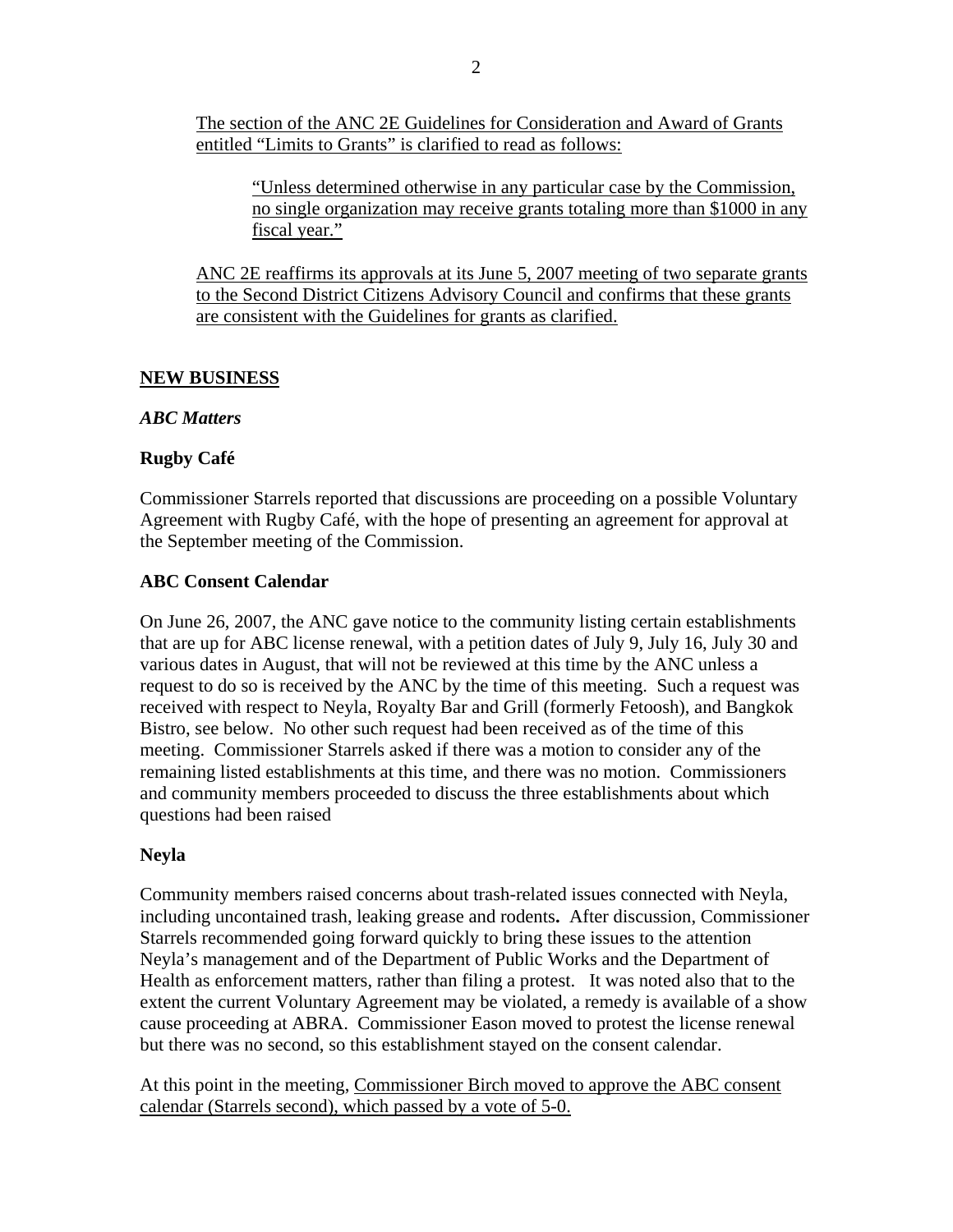The section of the ANC 2E Guidelines for Consideration and Award of Grants entitled "Limits to Grants" is clarified to read as follows:

> "Unless determined otherwise in any particular case by the Commission, no single organization may receive grants totaling more than $1000 in any fiscal year."

ANC 2E reaffirms its approvals at its June 5, 2007 meeting of two separate grants to the Second District Citizens Advisory Council and confirms that these grants are consistent with the Guidelines for grants as clarified.

## NEW BUSINESS

### *ABC Matters*

### Rugby Café

Commissioner Starrels reported that discussions are proceeding on a possible Voluntary Agreement with Rugby Café, with the hope of presenting an agreement for approval at the September meeting of the Commission.

### ABC Consent Calendar

On June 26, 2007, the ANC gave notice to the community listing certain establishments that are up for ABC license renewal, with a petition dates of July 9, July 16, July 30 and various dates in August, that will not be reviewed at this time by the ANC unless a request to do so is received by the ANC by the time of this meeting. Such a request was received with respect to Neyla, Royalty Bar and Grill (formerly Fetoosh), and Bangkok Bistro, see below. No other such request had been received as of the time of this meeting. Commissioner Starrels asked if there was a motion to consider any of the remaining listed establishments at this time, and there was no motion. Commissioners and community members proceeded to discuss the three establishments about which questions had been raised

### Neyla

Community members raised concerns about trash-related issues connected with Neyla, including uncontained trash, leaking grease and rodents**.** After discussion, Commissioner Starrels recommended going forward quickly to bring these issues to the attention Neyla's management and of the Department of Public Works and the Department of Health as enforcement matters, rather than filing a protest. It was noted also that to the extent the current Voluntary Agreement may be violated, a remedy is available of a show cause proceeding at ABRA. Commissioner Eason moved to protest the license renewal but there was no second, so this establishment stayed on the consent calendar.

At this point in the meeting, Commissioner Birch moved to approve the ABC consent calendar (Starrels second), which passed by a vote of 5-0.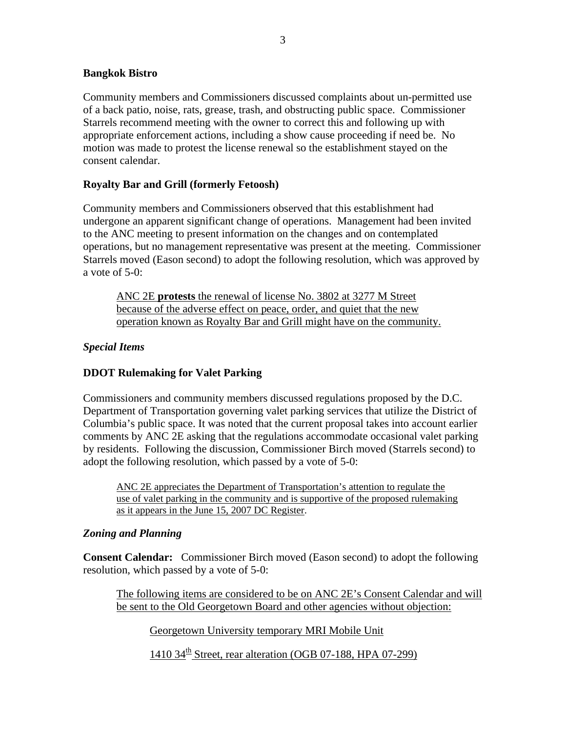**Bangkok Bistro**

Community members and Commissioners discussed complaints about un-permitted use of a back patio, noise, rats, grease, trash, and obstructing public space. Commissioner Starrels recommend meeting with the owner to correct this and following up with appropriate enforcement actions, including a show cause proceeding if need be. No motion was made to protest the license renewal so the establishment stayed on the consent calendar.

**Royalty Bar and Grill (formerly Fetoosh)**

Community members and Commissioners observed that this establishment had undergone an apparent significant change of operations. Management had been invited to the ANC meeting to present information on the changes and on contemplated operations, but no management representative was present at the meeting. Commissioner Starrels moved (Eason second) to adopt the following resolution, which was approved by a vote of 5-0:

> <u>ANC 2E **protests** the renewal of license No. 3802 at 3277 M Street because of the adverse effect on peace, order, and quiet that the new operation known as Royalty Bar and Grill might have on the community.</u>

***Special Items***

**DDOT Rulemaking for Valet Parking**

Commissioners and community members discussed regulations proposed by the D.C. Department of Transportation governing valet parking services that utilize the District of Columbia's public space. It was noted that the current proposal takes into account earlier comments by ANC 2E asking that the regulations accommodate occasional valet parking by residents. Following the discussion, Commissioner Birch moved (Starrels second) to adopt the following resolution, which passed by a vote of 5-0:

> <u>ANC 2E appreciates the Department of Transportation's attention to regulate the use of valet parking in the community and is supportive of the proposed rulemaking as it appears in the June 15, 2007 DC Register</u>.

***Zoning and Planning***

**Consent Calendar:** Commissioner Birch moved (Eason second) to adopt the following resolution, which passed by a vote of 5-0:

> <u>The following items are considered to be on ANC 2E's Consent Calendar and will be sent to the Old Georgetown Board and other agencies without objection:</u>
>
> > <u>Georgetown University temporary MRI Mobile Unit</u>
> >
> > <u>1410 34th Street, rear alteration (OGB 07-188, HPA 07-299)</u>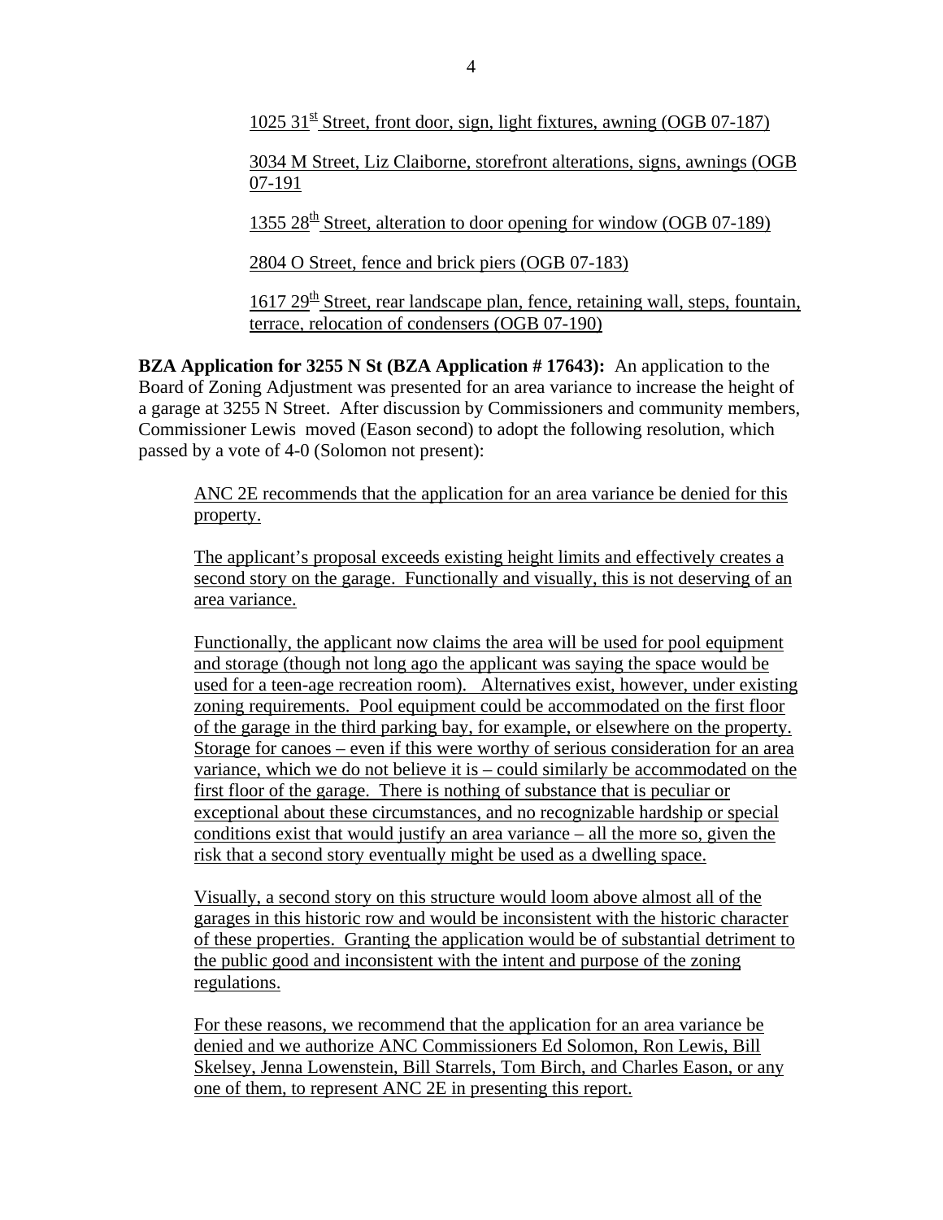1025 31st Street, front door, sign, light fixtures, awning (OGB 07-187)

3034 M Street, Liz Claiborne, storefront alterations, signs, awnings (OGB 07-191

1355 28th Street, alteration to door opening for window (OGB 07-189)

2804 O Street, fence and brick piers (OGB 07-183)

1617 29th Street, rear landscape plan, fence, retaining wall, steps, fountain, terrace, relocation of condensers (OGB 07-190)

**BZA Application for 3255 N St (BZA Application # 17643):** An application to the Board of Zoning Adjustment was presented for an area variance to increase the height of a garage at 3255 N Street. After discussion by Commissioners and community members, Commissioner Lewis moved (Eason second) to adopt the following resolution, which passed by a vote of 4-0 (Solomon not present):

ANC 2E recommends that the application for an area variance be denied for this property.

The applicant's proposal exceeds existing height limits and effectively creates a second story on the garage. Functionally and visually, this is not deserving of an area variance.

Functionally, the applicant now claims the area will be used for pool equipment and storage (though not long ago the applicant was saying the space would be used for a teen-age recreation room). Alternatives exist, however, under existing zoning requirements. Pool equipment could be accommodated on the first floor of the garage in the third parking bay, for example, or elsewhere on the property. Storage for canoes – even if this were worthy of serious consideration for an area variance, which we do not believe it is – could similarly be accommodated on the first floor of the garage. There is nothing of substance that is peculiar or exceptional about these circumstances, and no recognizable hardship or special conditions exist that would justify an area variance – all the more so, given the risk that a second story eventually might be used as a dwelling space.

Visually, a second story on this structure would loom above almost all of the garages in this historic row and would be inconsistent with the historic character of these properties. Granting the application would be of substantial detriment to the public good and inconsistent with the intent and purpose of the zoning regulations.

For these reasons, we recommend that the application for an area variance be denied and we authorize ANC Commissioners Ed Solomon, Ron Lewis, Bill Skelsey, Jenna Lowenstein, Bill Starrels, Tom Birch, and Charles Eason, or any one of them, to represent ANC 2E in presenting this report.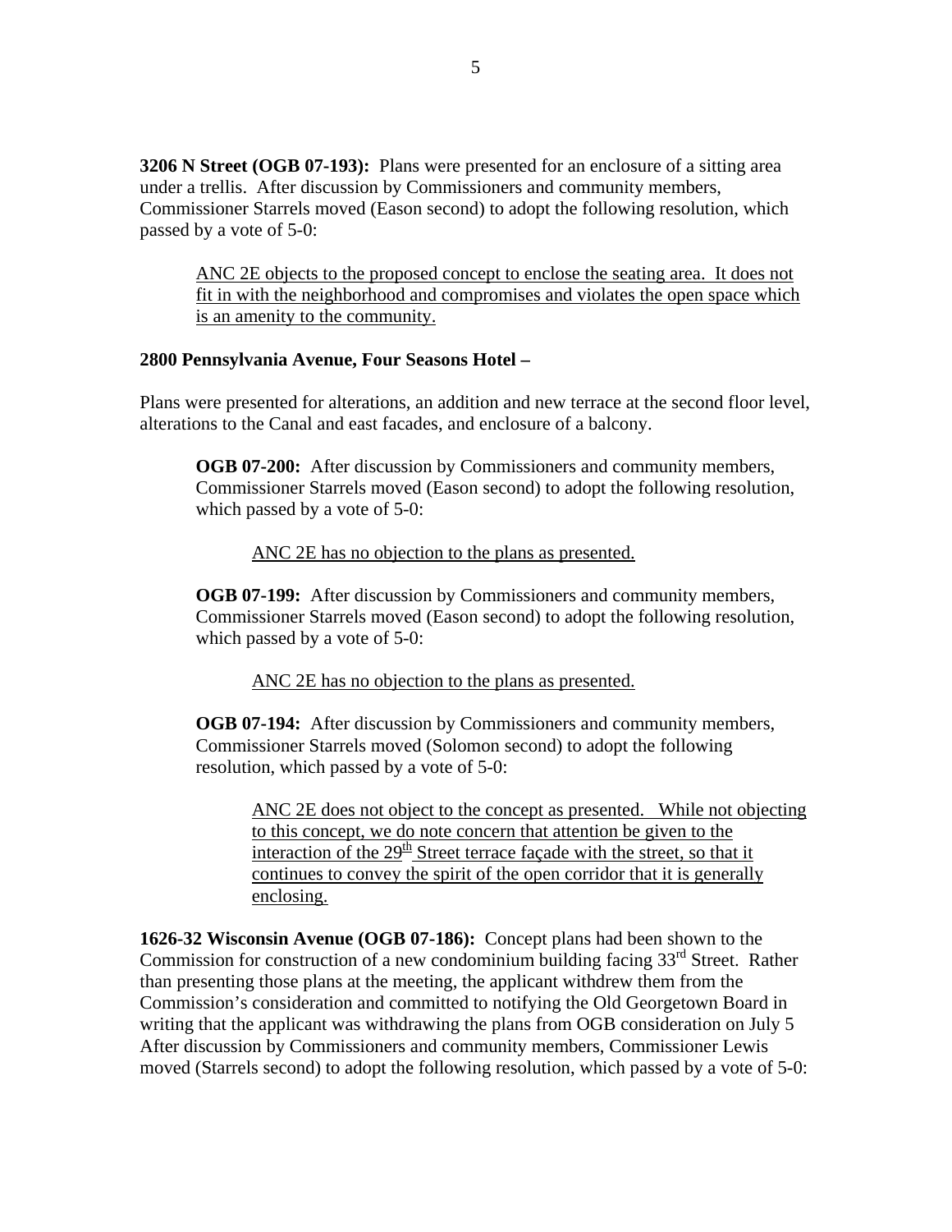**3206 N Street (OGB 07-193):** Plans were presented for an enclosure of a sitting area under a trellis. After discussion by Commissioners and community members, Commissioner Starrels moved (Eason second) to adopt the following resolution, which passed by a vote of 5-0:

> <u>ANC 2E objects to the proposed concept to enclose the seating area. It does not fit in with the neighborhood and compromises and violates the open space which is an amenity to the community.</u>

**2800 Pennsylvania Avenue, Four Seasons Hotel –**

Plans were presented for alterations, an addition and new terrace at the second floor level, alterations to the Canal and east facades, and enclosure of a balcony.

> **OGB 07-200:** After discussion by Commissioners and community members, Commissioner Starrels moved (Eason second) to adopt the following resolution, which passed by a vote of 5-0:
>
> > <u>ANC 2E has no objection to the plans as presented.</u>
>
> **OGB 07-199:** After discussion by Commissioners and community members, Commissioner Starrels moved (Eason second) to adopt the following resolution, which passed by a vote of 5-0:
>
> > <u>ANC 2E has no objection to the plans as presented.</u>
>
> **OGB 07-194:** After discussion by Commissioners and community members, Commissioner Starrels moved (Solomon second) to adopt the following resolution, which passed by a vote of 5-0:
>
> > <u>ANC 2E does not object to the concept as presented. While not objecting to this concept, we do note concern that attention be given to the interaction of the 29th Street terrace façade with the street, so that it continues to convey the spirit of the open corridor that it is generally enclosing.</u>

**1626-32 Wisconsin Avenue (OGB 07-186):** Concept plans had been shown to the Commission for construction of a new condominium building facing 33rd Street. Rather than presenting those plans at the meeting, the applicant withdrew them from the Commission's consideration and committed to notifying the Old Georgetown Board in writing that the applicant was withdrawing the plans from OGB consideration on July 5 After discussion by Commissioners and community members, Commissioner Lewis moved (Starrels second) to adopt the following resolution, which passed by a vote of 5-0: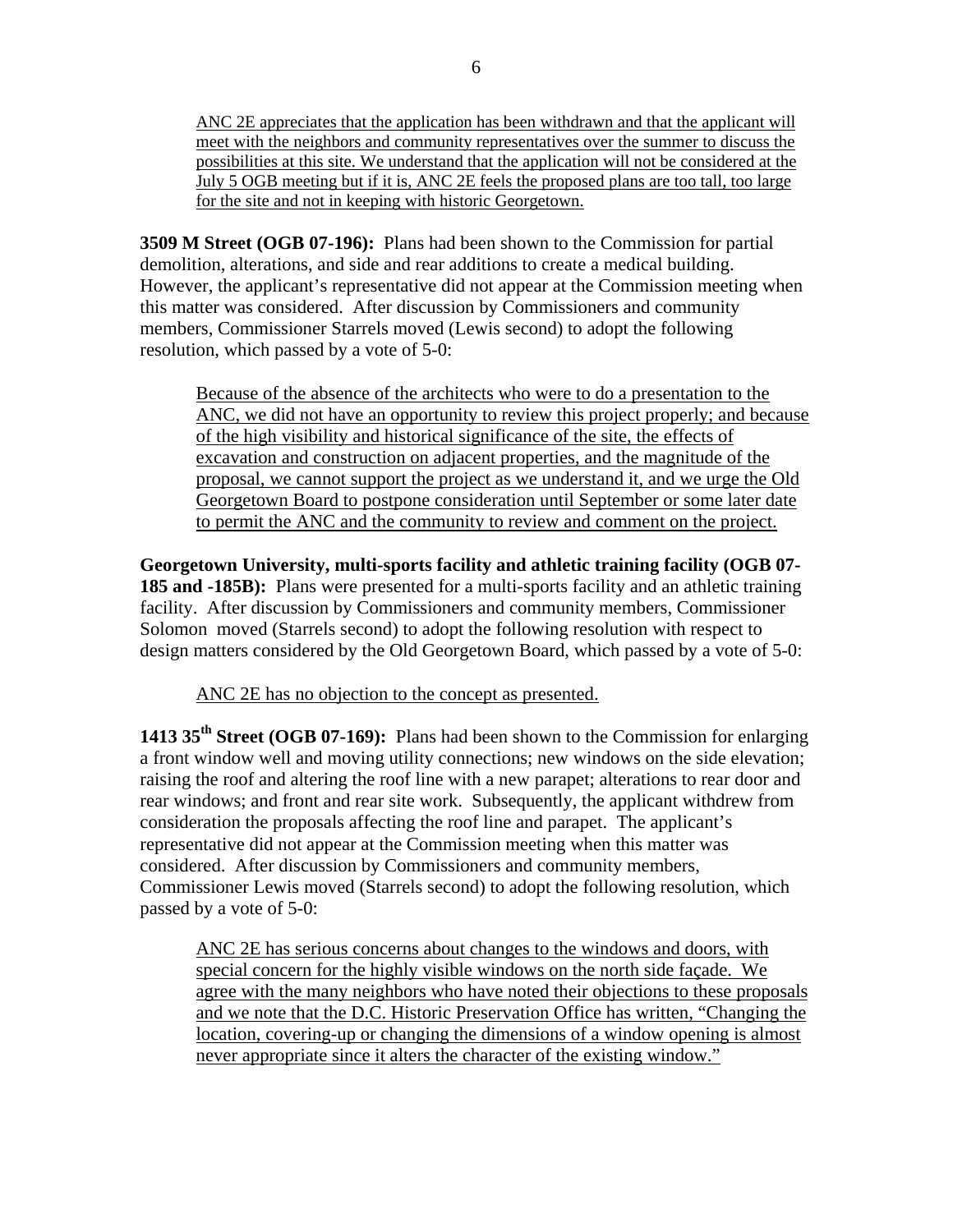ANC 2E appreciates that the application has been withdrawn and that the applicant will meet with the neighbors and community representatives over the summer to discuss the possibilities at this site. We understand that the application will not be considered at the July 5 OGB meeting but if it is, ANC 2E feels the proposed plans are too tall, too large for the site and not in keeping with historic Georgetown.

**3509 M Street (OGB 07-196):** Plans had been shown to the Commission for partial demolition, alterations, and side and rear additions to create a medical building. However, the applicant's representative did not appear at the Commission meeting when this matter was considered. After discussion by Commissioners and community members, Commissioner Starrels moved (Lewis second) to adopt the following resolution, which passed by a vote of 5-0:

> Because of the absence of the architects who were to do a presentation to the ANC, we did not have an opportunity to review this project properly; and because of the high visibility and historical significance of the site, the effects of excavation and construction on adjacent properties, and the magnitude of the proposal, we cannot support the project as we understand it, and we urge the Old Georgetown Board to postpone consideration until September or some later date to permit the ANC and the community to review and comment on the project.

**Georgetown University, multi-sports facility and athletic training facility (OGB 07-185 and -185B):** Plans were presented for a multi-sports facility and an athletic training facility. After discussion by Commissioners and community members, Commissioner Solomon moved (Starrels second) to adopt the following resolution with respect to design matters considered by the Old Georgetown Board, which passed by a vote of 5-0:

> ANC 2E has no objection to the concept as presented.

**1413 35th Street (OGB 07-169):** Plans had been shown to the Commission for enlarging a front window well and moving utility connections; new windows on the side elevation; raising the roof and altering the roof line with a new parapet; alterations to rear door and rear windows; and front and rear site work. Subsequently, the applicant withdrew from consideration the proposals affecting the roof line and parapet. The applicant's representative did not appear at the Commission meeting when this matter was considered. After discussion by Commissioners and community members, Commissioner Lewis moved (Starrels second) to adopt the following resolution, which passed by a vote of 5-0:

> ANC 2E has serious concerns about changes to the windows and doors, with special concern for the highly visible windows on the north side façade. We agree with the many neighbors who have noted their objections to these proposals and we note that the D.C. Historic Preservation Office has written, "Changing the location, covering-up or changing the dimensions of a window opening is almost never appropriate since it alters the character of the existing window."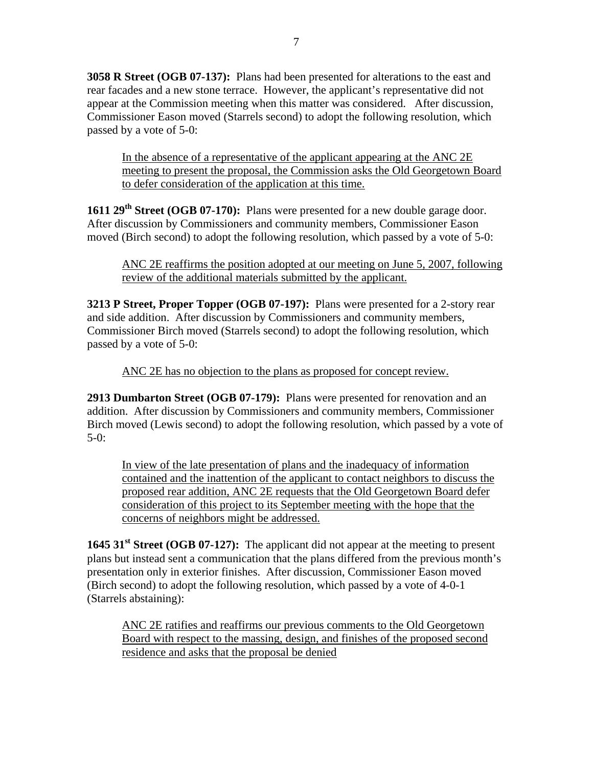**3058 R Street (OGB 07-137):** Plans had been presented for alterations to the east and rear facades and a new stone terrace. However, the applicant's representative did not appear at the Commission meeting when this matter was considered. After discussion, Commissioner Eason moved (Starrels second) to adopt the following resolution, which passed by a vote of 5-0:

> In the absence of a representative of the applicant appearing at the ANC 2E meeting to present the proposal, the Commission asks the Old Georgetown Board to defer consideration of the application at this time.

**1611 29th Street (OGB 07-170):** Plans were presented for a new double garage door. After discussion by Commissioners and community members, Commissioner Eason moved (Birch second) to adopt the following resolution, which passed by a vote of 5-0:

> ANC 2E reaffirms the position adopted at our meeting on June 5, 2007, following review of the additional materials submitted by the applicant.

**3213 P Street, Proper Topper (OGB 07-197):** Plans were presented for a 2-story rear and side addition. After discussion by Commissioners and community members, Commissioner Birch moved (Starrels second) to adopt the following resolution, which passed by a vote of 5-0:

> ANC 2E has no objection to the plans as proposed for concept review.

**2913 Dumbarton Street (OGB 07-179):** Plans were presented for renovation and an addition. After discussion by Commissioners and community members, Commissioner Birch moved (Lewis second) to adopt the following resolution, which passed by a vote of 5-0:

> In view of the late presentation of plans and the inadequacy of information contained and the inattention of the applicant to contact neighbors to discuss the proposed rear addition, ANC 2E requests that the Old Georgetown Board defer consideration of this project to its September meeting with the hope that the concerns of neighbors might be addressed.

**1645 31st Street (OGB 07-127):** The applicant did not appear at the meeting to present plans but instead sent a communication that the plans differed from the previous month's presentation only in exterior finishes. After discussion, Commissioner Eason moved (Birch second) to adopt the following resolution, which passed by a vote of 4-0-1 (Starrels abstaining):

> ANC 2E ratifies and reaffirms our previous comments to the Old Georgetown Board with respect to the massing, design, and finishes of the proposed second residence and asks that the proposal be denied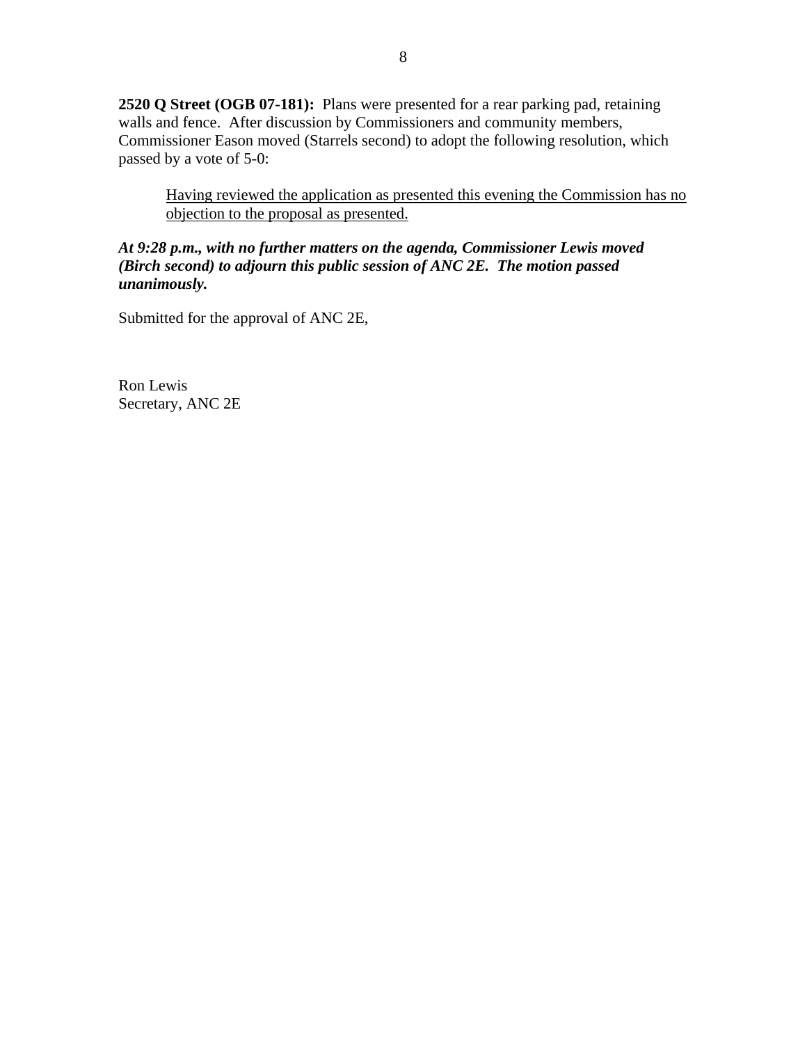**2520 Q Street (OGB 07-181):** Plans were presented for a rear parking pad, retaining walls and fence. After discussion by Commissioners and community members, Commissioner Eason moved (Starrels second) to adopt the following resolution, which passed by a vote of 5-0:

> <u>Having reviewed the application as presented this evening the Commission has no objection to the proposal as presented.</u>

***At 9:28 p.m., with no further matters on the agenda, Commissioner Lewis moved (Birch second) to adjourn this public session of ANC 2E. The motion passed unanimously.***

Submitted for the approval of ANC 2E,

Ron Lewis
Secretary, ANC 2E